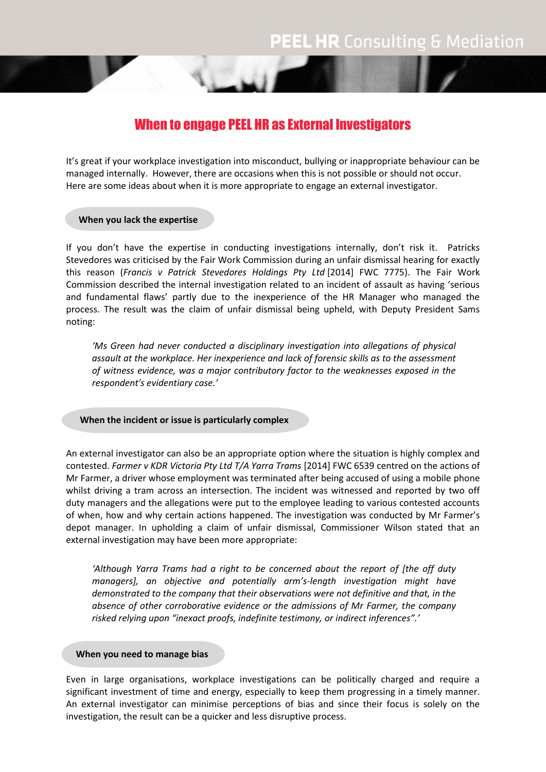# When to engage PEEL HR as External Investigators

It's great if your workplace investigation into misconduct, bullying or inappropriate behaviour can be managed internally. However, there are occasions when this is not possible or should not occur. Here are some ideas about when it is more appropriate to engage an external investigator.

## When you lack the expertise

If you don't have the expertise in conducting investigations internally, don't risk it. Patricks Stevedores was criticised by the Fair Work Commission during an unfair dismissal hearing for exactly this reason (*Francis v Patrick Stevedores Holdings Pty Ltd* [2014] FWC 7775). The Fair Work Commission described the internal investigation related to an incident of assault as having 'serious and fundamental flaws' partly due to the inexperience of the HR Manager who managed the process. The result was the claim of unfair dismissal being upheld, with Deputy President Sams noting:

> *'Ms Green had never conducted a disciplinary investigation into allegations of physical assault at the workplace. Her inexperience and lack of forensic skills as to the assessment of witness evidence, was a major contributory factor to the weaknesses exposed in the respondent's evidentiary case.'*

## When the incident or issue is particularly complex

An external investigator can also be an appropriate option where the situation is highly complex and contested. *Farmer v KDR Victoria Pty Ltd T/A Yarra Trams* [2014] FWC 6539 centred on the actions of Mr Farmer, a driver whose employment was terminated after being accused of using a mobile phone whilst driving a tram across an intersection. The incident was witnessed and reported by two off duty managers and the allegations were put to the employee leading to various contested accounts of when, how and why certain actions happened. The investigation was conducted by Mr Farmer's depot manager. In upholding a claim of unfair dismissal, Commissioner Wilson stated that an external investigation may have been more appropriate:

> *'Although Yarra Trams had a right to be concerned about the report of [the off duty managers], an objective and potentially arm's-length investigation might have demonstrated to the company that their observations were not definitive and that, in the absence of other corroborative evidence or the admissions of Mr Farmer, the company risked relying upon "inexact proofs, indefinite testimony, or indirect inferences".'*

## When you need to manage bias

Even in large organisations, workplace investigations can be politically charged and require a significant investment of time and energy, especially to keep them progressing in a timely manner. An external investigator can minimise perceptions of bias and since their focus is solely on the investigation, the result can be a quicker and less disruptive process.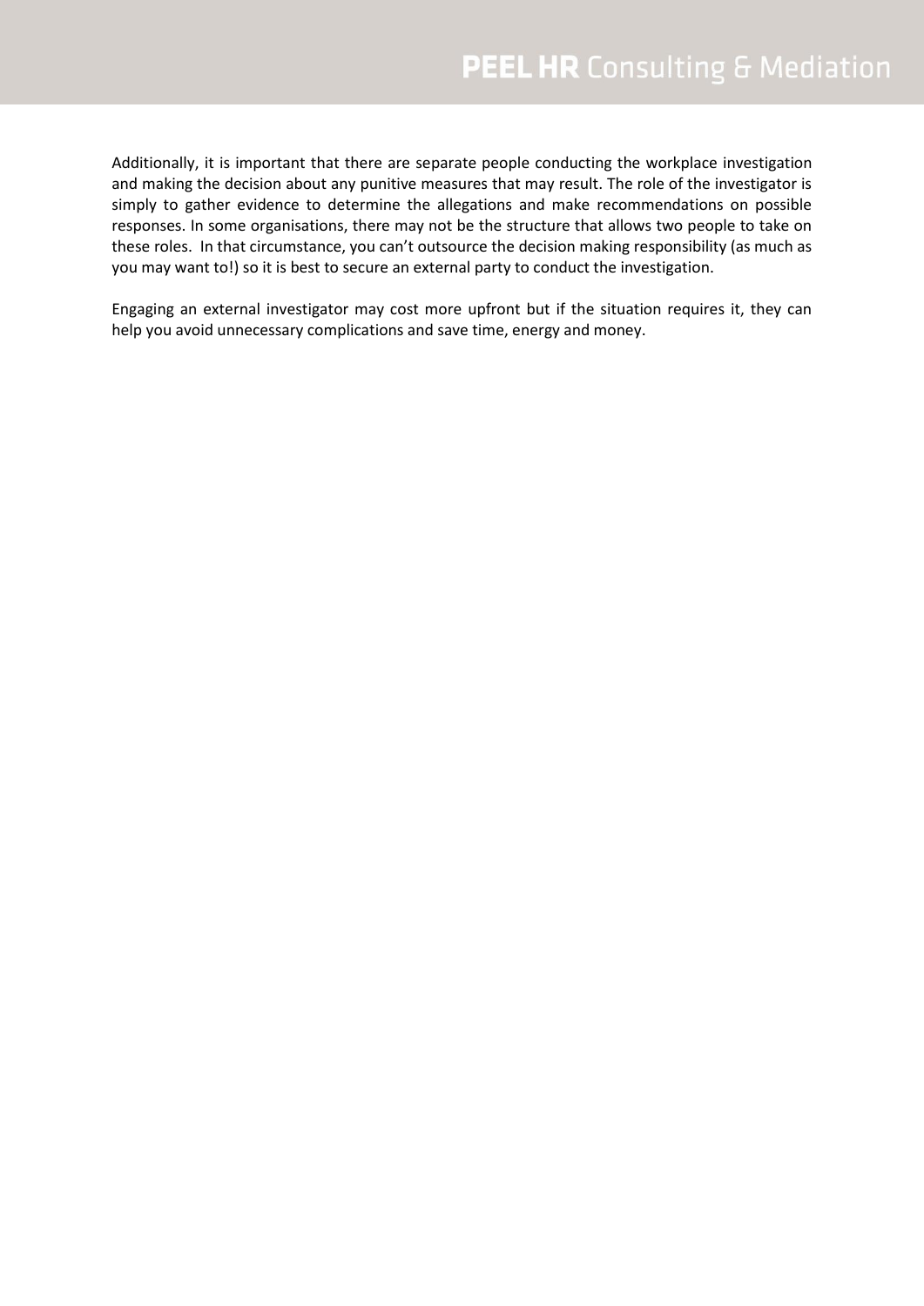Additionally, it is important that there are separate people conducting the workplace investigation and making the decision about any punitive measures that may result. The role of the investigator is simply to gather evidence to determine the allegations and make recommendations on possible responses. In some organisations, there may not be the structure that allows two people to take on these roles. In that circumstance, you can't outsource the decision making responsibility (as much as you may want to!) so it is best to secure an external party to conduct the investigation.

Engaging an external investigator may cost more upfront but if the situation requires it, they can help you avoid unnecessary complications and save time, energy and money.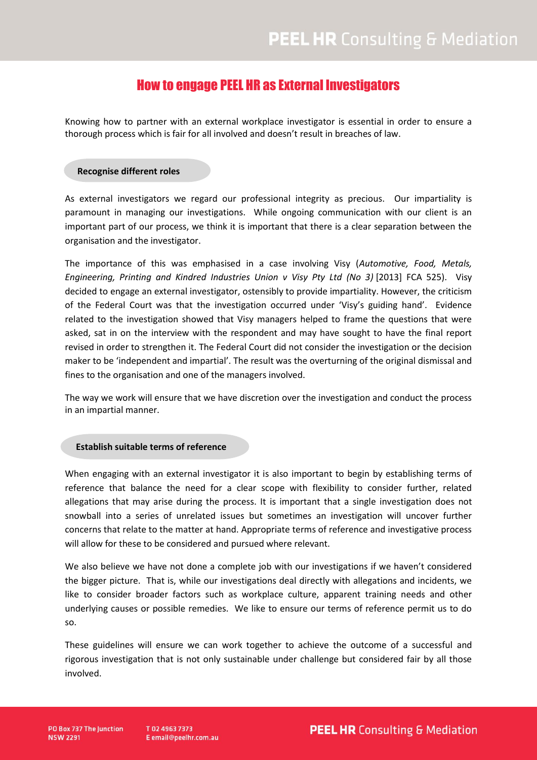# How to engage PEEL HR as External Investigators

Knowing how to partner with an external workplace investigator is essential in order to ensure a thorough process which is fair for all involved and doesn't result in breaches of law.

## Recognise different roles

As external investigators we regard our professional integrity as precious. Our impartiality is paramount in managing our investigations. While ongoing communication with our client is an important part of our process, we think it is important that there is a clear separation between the organisation and the investigator.

The importance of this was emphasised in a case involving Visy (*Automotive, Food, Metals, Engineering, Printing and Kindred Industries Union v Visy Pty Ltd (No 3)* [2013] FCA 525). Visy decided to engage an external investigator, ostensibly to provide impartiality. However, the criticism of the Federal Court was that the investigation occurred under 'Visy's guiding hand'. Evidence related to the investigation showed that Visy managers helped to frame the questions that were asked, sat in on the interview with the respondent and may have sought to have the final report revised in order to strengthen it. The Federal Court did not consider the investigation or the decision maker to be 'independent and impartial'. The result was the overturning of the original dismissal and fines to the organisation and one of the managers involved.

The way we work will ensure that we have discretion over the investigation and conduct the process in an impartial manner.

## Establish suitable terms of reference

When engaging with an external investigator it is also important to begin by establishing terms of reference that balance the need for a clear scope with flexibility to consider further, related allegations that may arise during the process. It is important that a single investigation does not snowball into a series of unrelated issues but sometimes an investigation will uncover further concerns that relate to the matter at hand. Appropriate terms of reference and investigative process will allow for these to be considered and pursued where relevant.

We also believe we have not done a complete job with our investigations if we haven't considered the bigger picture. That is, while our investigations deal directly with allegations and incidents, we like to consider broader factors such as workplace culture, apparent training needs and other underlying causes or possible remedies. We like to ensure our terms of reference permit us to do so.

These guidelines will ensure we can work together to achieve the outcome of a successful and rigorous investigation that is not only sustainable under challenge but considered fair by all those involved.